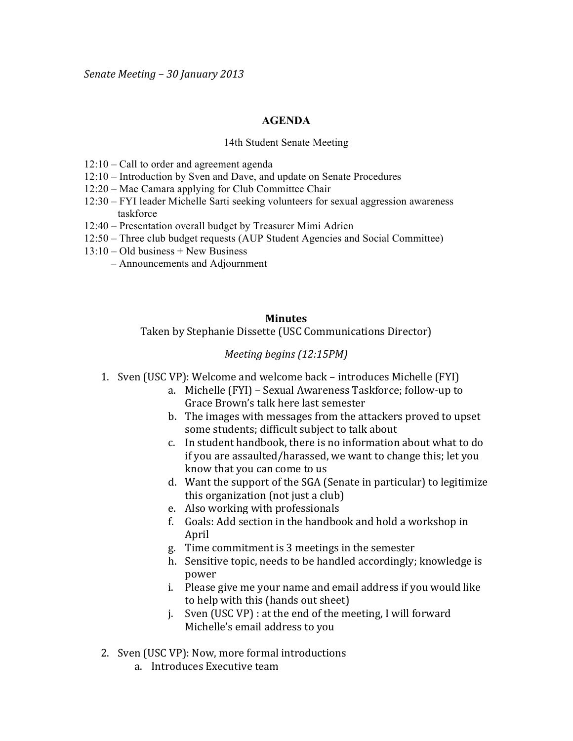*Senate Meeting – 30 January 2013*

## AGENDA

14th Student Senate Meeting

12:10 – Call to order and agreement agenda
12:10 – Introduction by Sven and Dave, and update on Senate Procedures
12:20 – Mae Camara applying for Club Committee Chair
12:30 – FYI leader Michelle Sarti seeking volunteers for sexual aggression awareness taskforce
12:40 – Presentation overall budget by Treasurer Mimi Adrien
12:50 – Three club budget requests (AUP Student Agencies and Social Committee)
13:10 – Old business + New Business
– Announcements and Adjournment

## Minutes

Taken by Stephanie Dissette (USC Communications Director)

*Meeting begins (12:15PM)*

1. Sven (USC VP): Welcome and welcome back – introduces Michelle (FYI)
    a. Michelle (FYI) – Sexual Awareness Taskforce; follow-up to Grace Brown's talk here last semester
    b. The images with messages from the attackers proved to upset some students; difficult subject to talk about
    c. In student handbook, there is no information about what to do if you are assaulted/harassed, we want to change this; let you know that you can come to us
    d. Want the support of the SGA (Senate in particular) to legitimize this organization (not just a club)
    e. Also working with professionals
    f. Goals: Add section in the handbook and hold a workshop in April
    g. Time commitment is 3 meetings in the semester
    h. Sensitive topic, needs to be handled accordingly; knowledge is power
    i. Please give me your name and email address if you would like to help with this (hands out sheet)
    j. Sven (USC VP) : at the end of the meeting, I will forward Michelle's email address to you
2. Sven (USC VP): Now, more formal introductions
    a. Introduces Executive team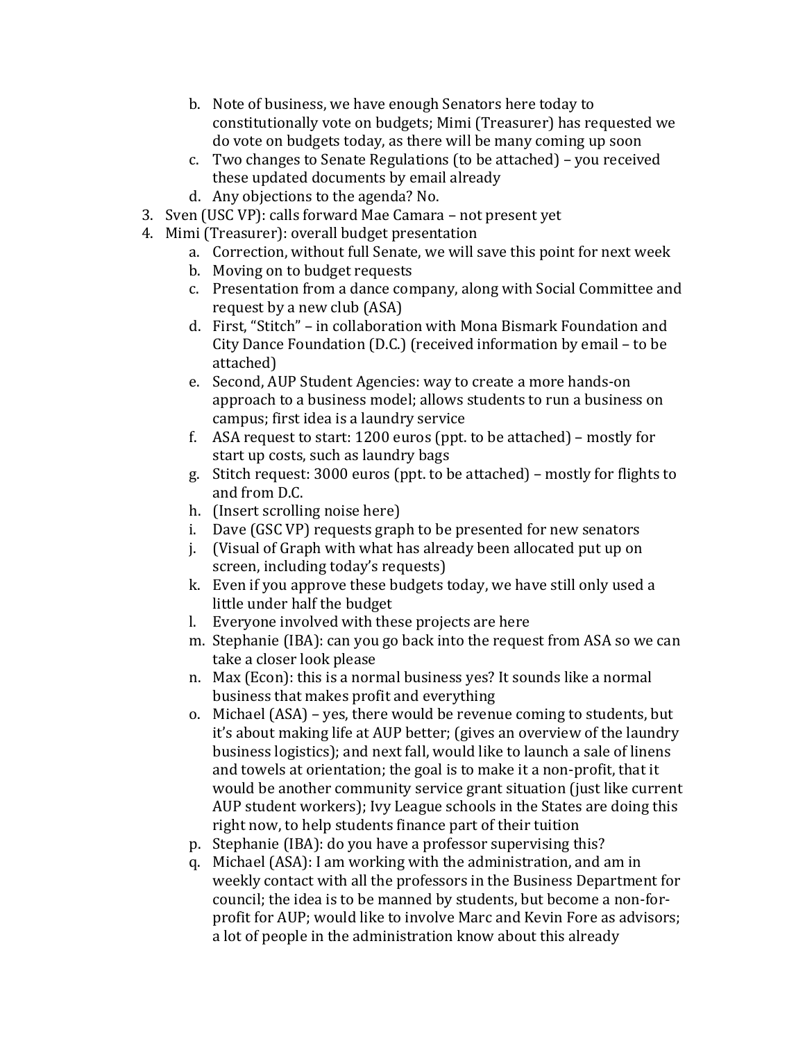b. Note of business, we have enough Senators here today to constitutionally vote on budgets; Mimi (Treasurer) has requested we do vote on budgets today, as there will be many coming up soon
   c. Two changes to Senate Regulations (to be attached) – you received these updated documents by email already
   d. Any objections to the agenda? No.
3. Sven (USC VP): calls forward Mae Camara – not present yet
4. Mimi (Treasurer): overall budget presentation
   a. Correction, without full Senate, we will save this point for next week
   b. Moving on to budget requests
   c. Presentation from a dance company, along with Social Committee and request by a new club (ASA)
   d. First, "Stitch" – in collaboration with Mona Bismark Foundation and City Dance Foundation (D.C.) (received information by email – to be attached)
   e. Second, AUP Student Agencies: way to create a more hands-on approach to a business model; allows students to run a business on campus; first idea is a laundry service
   f. ASA request to start: 1200 euros (ppt. to be attached) – mostly for start up costs, such as laundry bags
   g. Stitch request: 3000 euros (ppt. to be attached) – mostly for flights to and from D.C.
   h. (Insert scrolling noise here)
   i. Dave (GSC VP) requests graph to be presented for new senators
   j. (Visual of Graph with what has already been allocated put up on screen, including today's requests)
   k. Even if you approve these budgets today, we have still only used a little under half the budget
   l. Everyone involved with these projects are here
   m. Stephanie (IBA): can you go back into the request from ASA so we can take a closer look please
   n. Max (Econ): this is a normal business yes? It sounds like a normal business that makes profit and everything
   o. Michael (ASA) – yes, there would be revenue coming to students, but it's about making life at AUP better; (gives an overview of the laundry business logistics); and next fall, would like to launch a sale of linens and towels at orientation; the goal is to make it a non-profit, that it would be another community service grant situation (just like current AUP student workers); Ivy League schools in the States are doing this right now, to help students finance part of their tuition
   p. Stephanie (IBA): do you have a professor supervising this?
   q. Michael (ASA): I am working with the administration, and am in weekly contact with all the professors in the Business Department for council; the idea is to be manned by students, but become a non-for-profit for AUP; would like to involve Marc and Kevin Fore as advisors; a lot of people in the administration know about this already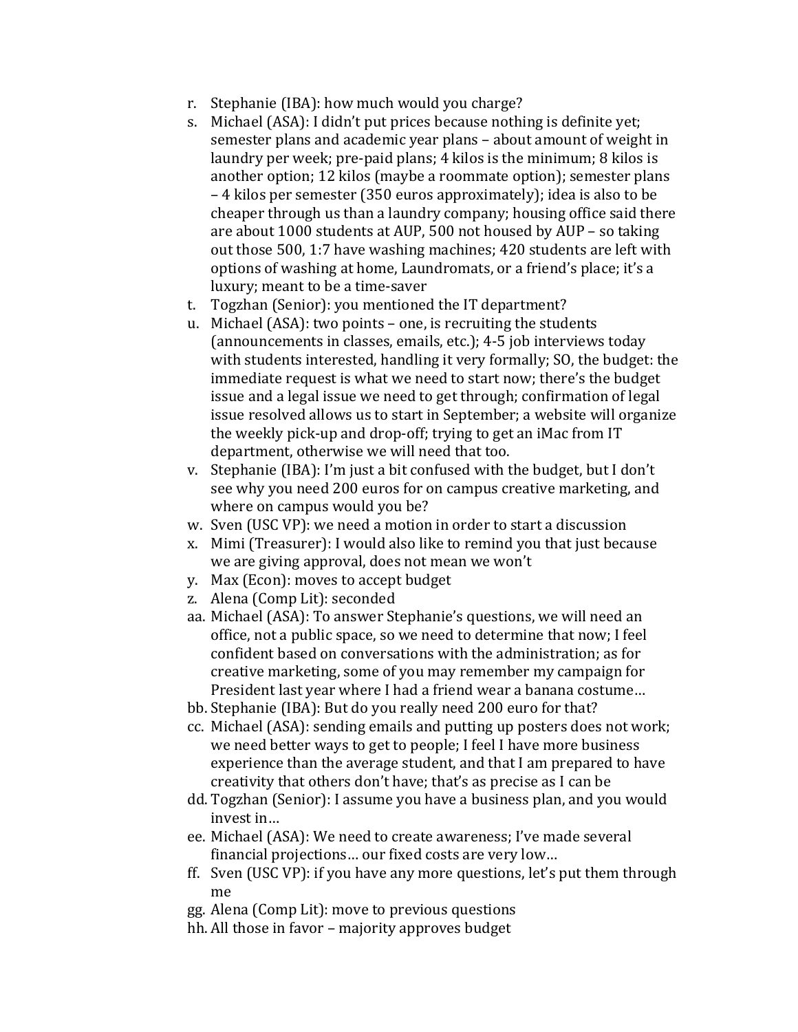r. Stephanie (IBA): how much would you charge?
s. Michael (ASA): I didn't put prices because nothing is definite yet; semester plans and academic year plans – about amount of weight in laundry per week; pre-paid plans; 4 kilos is the minimum; 8 kilos is another option; 12 kilos (maybe a roommate option); semester plans – 4 kilos per semester (350 euros approximately); idea is also to be cheaper through us than a laundry company; housing office said there are about 1000 students at AUP, 500 not housed by AUP – so taking out those 500, 1:7 have washing machines; 420 students are left with options of washing at home, Laundromats, or a friend's place; it's a luxury; meant to be a time-saver
t. Togzhan (Senior): you mentioned the IT department?
u. Michael (ASA): two points – one, is recruiting the students (announcements in classes, emails, etc.); 4-5 job interviews today with students interested, handling it very formally; SO, the budget: the immediate request is what we need to start now; there's the budget issue and a legal issue we need to get through; confirmation of legal issue resolved allows us to start in September; a website will organize the weekly pick-up and drop-off; trying to get an iMac from IT department, otherwise we will need that too.
v. Stephanie (IBA): I'm just a bit confused with the budget, but I don't see why you need 200 euros for on campus creative marketing, and where on campus would you be?
w. Sven (USC VP): we need a motion in order to start a discussion
x. Mimi (Treasurer): I would also like to remind you that just because we are giving approval, does not mean we won't
y. Max (Econ): moves to accept budget
z. Alena (Comp Lit): seconded
aa. Michael (ASA): To answer Stephanie's questions, we will need an office, not a public space, so we need to determine that now; I feel confident based on conversations with the administration; as for creative marketing, some of you may remember my campaign for President last year where I had a friend wear a banana costume…
bb. Stephanie (IBA): But do you really need 200 euro for that?
cc. Michael (ASA): sending emails and putting up posters does not work; we need better ways to get to people; I feel I have more business experience than the average student, and that I am prepared to have creativity that others don't have; that's as precise as I can be
dd. Togzhan (Senior): I assume you have a business plan, and you would invest in…
ee. Michael (ASA): We need to create awareness; I've made several financial projections… our fixed costs are very low…
ff. Sven (USC VP): if you have any more questions, let's put them through me
gg. Alena (Comp Lit): move to previous questions
hh. All those in favor – majority approves budget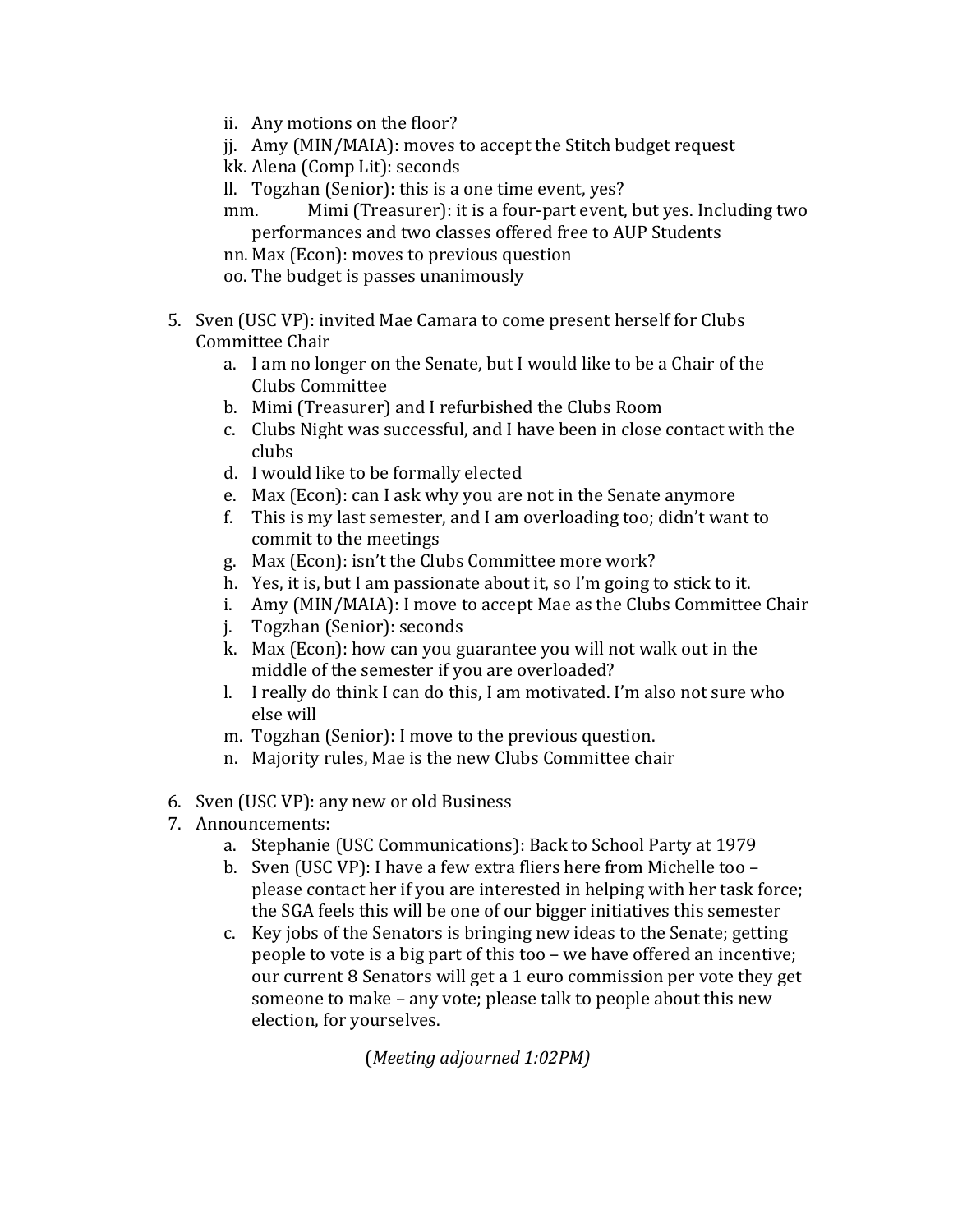ii. Any motions on the floor?
jj. Amy (MIN/MAIA): moves to accept the Stitch budget request
kk. Alena (Comp Lit): seconds
ll. Togzhan (Senior): this is a one time event, yes?
mm. Mimi (Treasurer): it is a four-part event, but yes. Including two performances and two classes offered free to AUP Students
nn. Max (Econ): moves to previous question
oo. The budget is passes unanimously

5. Sven (USC VP): invited Mae Camara to come present herself for Clubs Committee Chair
   a. I am no longer on the Senate, but I would like to be a Chair of the Clubs Committee
   b. Mimi (Treasurer) and I refurbished the Clubs Room
   c. Clubs Night was successful, and I have been in close contact with the clubs
   d. I would like to be formally elected
   e. Max (Econ): can I ask why you are not in the Senate anymore
   f. This is my last semester, and I am overloading too; didn't want to commit to the meetings
   g. Max (Econ): isn't the Clubs Committee more work?
   h. Yes, it is, but I am passionate about it, so I'm going to stick to it.
   i. Amy (MIN/MAIA): I move to accept Mae as the Clubs Committee Chair
   j. Togzhan (Senior): seconds
   k. Max (Econ): how can you guarantee you will not walk out in the middle of the semester if you are overloaded?
   l. I really do think I can do this, I am motivated. I'm also not sure who else will
   m. Togzhan (Senior): I move to the previous question.
   n. Majority rules, Mae is the new Clubs Committee chair

6. Sven (USC VP): any new or old Business
7. Announcements:
   a. Stephanie (USC Communications): Back to School Party at 1979
   b. Sven (USC VP): I have a few extra fliers here from Michelle too – please contact her if you are interested in helping with her task force; the SGA feels this will be one of our bigger initiatives this semester
   c. Key jobs of the Senators is bringing new ideas to the Senate; getting people to vote is a big part of this too – we have offered an incentive; our current 8 Senators will get a 1 euro commission per vote they get someone to make – any vote; please talk to people about this new election, for yourselves.

(*Meeting adjourned 1:02PM)*